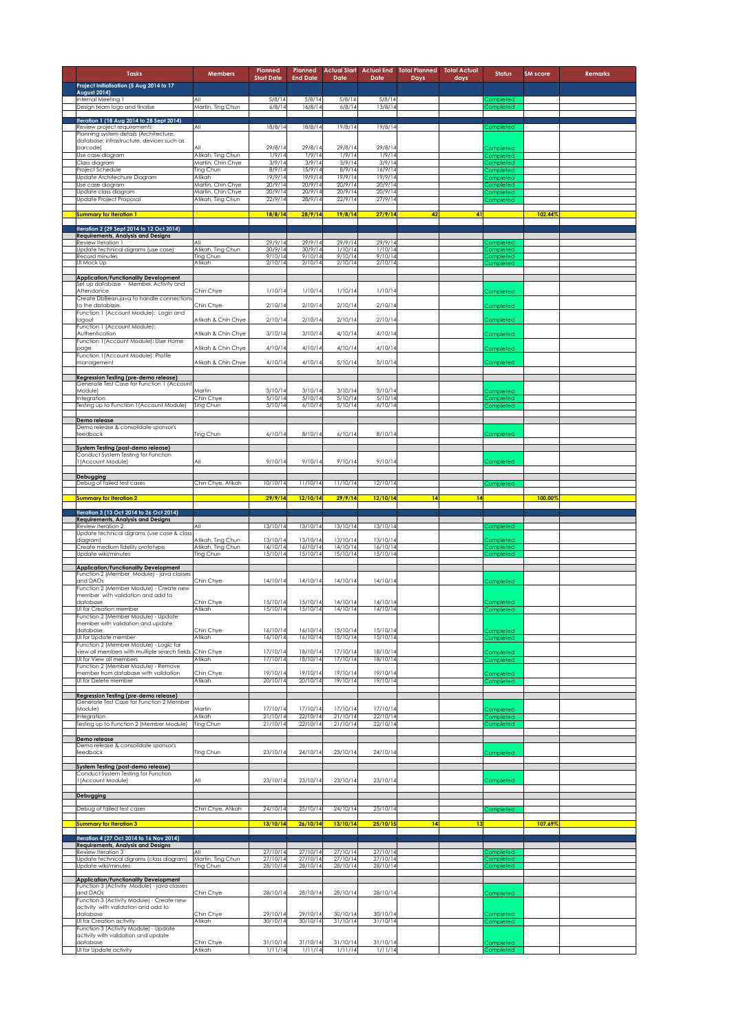| Tasks | Members | Planned Start Date | Planned End Date | Actual Start Date | Actual End Date | Total Planned Days | Total Actual days | Status | SM score | Remarks |
|---|---|---|---|---|---|---|---|---|---|---|
| **Project Initialisation (5 Aug 2014 to 17 August 2014)** | | | | | | | | | | |
| Internal Meeting 1 | All | 5/8/14 | 5/8/14 | 5/8/14 | 5/8/14 | | | Completed | | |
| Design team logo and finalise | Martin, Ting Chun | 6/8/14 | 16/8/14 | 6/8/14 | 13/8/14 | | | Completed | | |
| | | | | | | | | | | |
| **Iteration 1 (18 Aug 2014 to 28 Sept 2014)** | | | | | | | | | | |
| Review project requirements | All | 18/8/14 | 18/8/14 | 19/8/14 | 19/8/14 | | | Completed | | |
| Planning system details (Architecture, database, infrastructure, devices such as barcode) | All | 29/8/14 | 29/8/14 | 29/8/14 | 29/8/14 | | | Completed | | |
| Use case diagram | Atikah, Ting Chun | 1/9/14 | 1/9/14 | 1/9/14 | 1/9/14 | | | Completed | | |
| Class diagram | Martin, Chin Chye | 3/9/14 | 3/9/14 | 3/9/14 | 3/9/14 | | | Completed | | |
| Project Schedule | Ting Chun | 8/9/14 | 15/9/14 | 8/9/14 | 16/9/14 | | | Completed | | |
| Update Architechure Diagram | Atikah | 19/9/14 | 19/9/14 | 19/9/14 | 19/9/14 | | | Completed | | |
| Use case diagram | Martin, Chin Chye | 20/9/14 | 20/9/14 | 20/9/14 | 20/9/14 | | | Completed | | |
| Update class diagram | Martin, Chin Chye | 20/9/14 | 20/9/14 | 20/9/14 | 20/9/14 | | | Completed | | |
| Update Project Proposal | Atikah, Ting Chun | 22/9/14 | 28/9/14 | 22/9/14 | 27/9/14 | | | Completed | | |
| | | | | | | | | | | |
| **Summary for Iteration 1** | | 18/8/14 | 28/9/14 | 19/8/14 | 27/9/14 | 42 | 41 | | 102.44% | |
| | | | | | | | | | | |
| **Iteration 2 (29 Sept 2014 to 12 Oct 2014)** | | | | | | | | | | |
| **Requirements, Analysis and Designs** | | | | | | | | | | |
| Review Iteration 1 | All | 29/9/14 | 29/9/14 | 29/9/14 | 29/9/14 | | | Completed | | |
| Update technical digrams (use case) | Atikah, Ting Chun | 30/9/14 | 30/9/14 | 1/10/14 | 1/10/14 | | | Completed | | |
| Record minutes | Ting Chun | 9/10/14 | 9/10/14 | 9/10/14 | 9/10/14 | | | Completed | | |
| UI Mock Up | Atikah | 2/10/14 | 2/10/14 | 2/10/14 | 2/10/14 | | | Completed | | |
| | | | | | | | | | | |
| **Application/Functionality Development** | | | | | | | | | | |
| Set up database - Member, Activity and Attendance | Chin Chye | 1/10/14 | 1/10/14 | 1/10/14 | 1/10/14 | | | Completed | | |
| Create DbBean.java to handle connections to the database. | Chin Chye | 2/10/14 | 2/10/14 | 2/10/14 | 2/10/14 | | | Completed | | |
| Function 1 (Account Module): Login and logout | Atikah & Chin Chye | 2/10/14 | 2/10/14 | 2/10/14 | 2/10/14 | | | Completed | | |
| Function 1 (Account Module): Authentication | Atikah & Chin Chye | 3/10/14 | 3/10/14 | 4/10/14 | 4/10/14 | | | Completed | | |
| Function 1(Account Module): User Home page | Atikah & Chin Chye | 4/10/14 | 4/10/14 | 4/10/14 | 4/10/14 | | | Completed | | |
| Function 1(Account Module): Profile management | Atikah & Chin Chye | 4/10/14 | 4/10/14 | 5/10/14 | 5/10/14 | | | Completed | | |
| | | | | | | | | | | |
| **Regression Testing (pre-demo release)** | | | | | | | | | | |
| Generate Test Case for Function 1 (Account Module) | Martin | 3/10/14 | 3/10/14 | 3/10/14 | 3/10/14 | | | Completed | | |
| Integration | Chin Chye | 5/10/14 | 5/10/14 | 5/10/14 | 5/10/14 | | | Completed | | |
| Testing up to Function 1(Account Module) | Ting Chun | 5/10/14 | 6/10/14 | 5/10/14 | 6/10/14 | | | Completed | | |
| | | | | | | | | | | |
| **Demo release** | | | | | | | | | | |
| Demo release & consolidate sponsor's feedback | Ting Chun | 6/10/14 | 8/10/14 | 6/10/14 | 8/10/14 | | | Completed | | |
| | | | | | | | | | | |
| **System Testing (post-demo release)** | | | | | | | | | | |
| Conduct System Testing for Function 1(Account Module) | All | 9/10/14 | 9/10/14 | 9/10/14 | 9/10/14 | | | Completed | | |
| | | | | | | | | | | |
| **Debugging** | | | | | | | | | | |
| Debug of failed test cases | Chin Chye, Atikah | 10/10/14 | 11/10/14 | 11/10/14 | 12/10/14 | | | Completed | | |
| | | | | | | | | | | |
| **Summary for Iteration 2** | | 29/9/14 | 12/10/14 | 29/9/14 | 12/10/14 | 14 | 14 | | 100.00% | |
| | | | | | | | | | | |
| **Iteration 3 (13 Oct 2014 to 26 Oct 2014)** | | | | | | | | | | |
| **Requirements, Analysis and Designs** | | | | | | | | | | |
| Review Iteration 2 | All | 13/10/14 | 13/10/14 | 13/10/14 | 13/10/14 | | | Completed | | |
| Update technical digrams (use case & class diagram) | Atikah, Ting Chun | 13/10/14 | 13/10/14 | 13/10/14 | 13/10/14 | | | Completed | | |
| Create medium fidelity prototype | Atikah, Ting Chun | 14/10/14 | 16/10/14 | 14/10/14 | 16/10/14 | | | Completed | | |
| Update wiki/minutes | Ting Chun | 15/10/14 | 15/10/14 | 15/10/14 | 15/10/14 | | | Completed | | |
| | | | | | | | | | | |
| **Application/Functionality Development** | | | | | | | | | | |
| Function 2 (Member Module) - java classes and DAOs | Chin Chye | 14/10/14 | 14/10/14 | 14/10/14 | 14/10/14 | | | Completed | | |
| Function 2 (Member Module) - Create new member with validation and add to database | Chin Chye | 15/10/14 | 15/10/14 | 14/10/14 | 14/10/14 | | | Completed | | |
| UI for Creation member | Atikah | 15/10/14 | 15/10/14 | 14/10/14 | 14/10/14 | | | Completed | | |
| Function 2 (Member Module) - Update member with validation and update database | Chin Chye | 16/10/14 | 16/10/14 | 15/10/14 | 15/10/14 | | | Completed | | |
| UI for Update member | Atikah | 16/10/14 | 16/10/14 | 15/10/14 | 15/10/14 | | | Completed | | |
| Function 2 (Member Module) - Logic for view all members with multiple search fields | Chin Chye | 17/10/14 | 18/10/14 | 17/10/14 | 18/10/14 | | | Completed | | |
| UI for View all members | Atikah | 17/10/14 | 18/10/14 | 17/10/14 | 18/10/14 | | | Completed | | |
| Function 2 (Member Module) - Remove member from database with validation | Chin Chye | 19/10/14 | 19/10/14 | 19/10/14 | 19/10/14 | | | Completed | | |
| UI for Delete member | Atikah | 20/10/14 | 20/10/14 | 19/10/14 | 19/10/14 | | | Completed | | |
| | | | | | | | | | | |
| **Regression Testing (pre-demo release)** | | | | | | | | | | |
| Generate Test Case for Function 2 Member Module) | Martin | 17/10/14 | 17/10/14 | 17/10/14 | 17/10/14 | | | Completed | | |
| Integration | Atikah | 21/10/14 | 22/10/14 | 21/10/14 | 22/10/14 | | | Completed | | |
| Testing up to Function 2 (Member Module) | Ting Chun | 21/10/14 | 22/10/14 | 21/10/14 | 22/10/14 | | | Completed | | |
| | | | | | | | | | | |
| **Demo release** | | | | | | | | | | |
| Demo release & consolidate sponsor's feedback | Ting Chun | 23/10/14 | 24/10/14 | 23/10/14 | 24/10/14 | | | Completed | | |
| | | | | | | | | | | |
| **System Testing (post-demo release)** | | | | | | | | | | |
| Conduct System Testing for Function 1(Account Module) | All | 23/10/14 | 23/10/14 | 23/10/14 | 23/10/14 | | | Completed | | |
| | | | | | | | | | | |
| **Debugging** | | | | | | | | | | |
| Debug of failed test cases | Chin Chye, Atikah | 24/10/14 | 25/10/14 | 24/10/14 | 25/10/14 | | | Completed | | |
| | | | | | | | | | | |
| **Summary for Iteration 3** | | 13/10/14 | 26/10/14 | 13/10/14 | 25/10/15 | 14 | 13 | | 107.69% | |
| | | | | | | | | | | |
| **Iteration 4 (27 Oct 2014 to 16 Nov 2014)** | | | | | | | | | | |
| **Requirements, Analysis and Designs** | | | | | | | | | | |
| Review Iteration 3 | All | 27/10/14 | 27/10/14 | 27/10/14 | 27/10/14 | | | Completed | | |
| Update technical digrams (class diagram) | Martin, Ting Chun | 27/10/14 | 27/10/14 | 27/10/14 | 27/10/14 | | | Completed | | |
| Update wiki/minutes | Ting Chun | 28/10/14 | 28/10/14 | 28/10/14 | 28/10/14 | | | Completed | | |
| | | | | | | | | | | |
| **Application/Functionality Development** | | | | | | | | | | |
| Function 3 (Activity Module) - java classes and DAOs | Chin Chye | 28/10/14 | 28/10/14 | 28/10/14 | 28/10/14 | | | Completed | | |
| Function 3 (Activity Module) - Create new activity with validation and add to database | Chin Chye | 29/10/14 | 29/10/14 | 30/10/14 | 30/10/14 | | | Completed | | |
| UI for Creation activity | Atikah | 30/10/14 | 30/10/14 | 31/10/14 | 31/10/14 | | | Completed | | |
| Function 3 (Activity Module) - Update activity with validation and update database | Chin Chye | 31/10/14 | 31/10/14 | 31/10/14 | 31/10/14 | | | Completed | | |
| UI for Update activity | Atikah | 1/11/14 | 1/11/14 | 1/11/14 | 1/11/14 | | | Completed | | |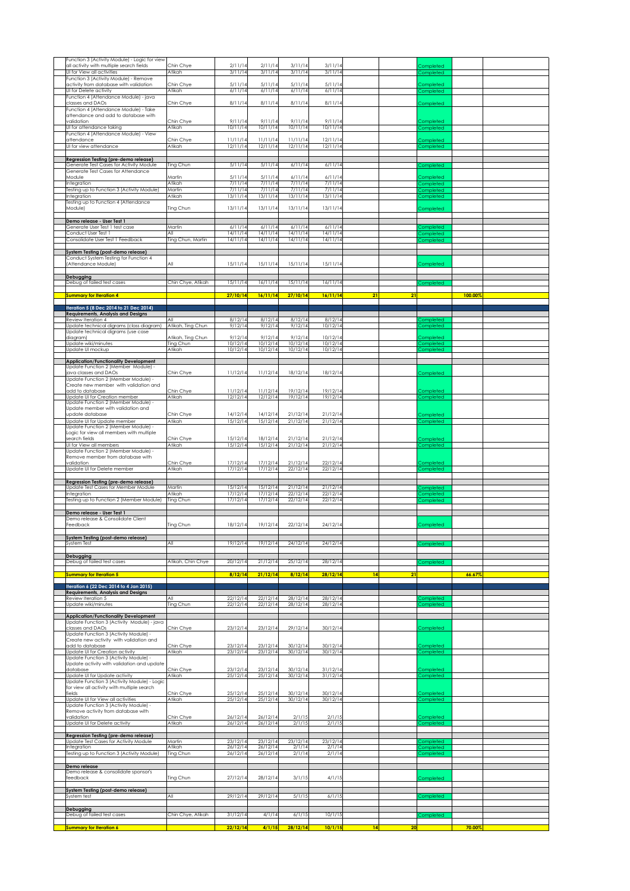| | | | | | | | | | |
|---|---|---|---|---|---|---|---|---|---|
| Function 3 (Activity Module) - Logic for view all activity with multiple search fields | Chin Chye | 2/11/14 | 2/11/14 | 3/11/14 | 3/11/14 | | | Completed | |
| UI for View all activities | Atikah | 3/11/14 | 3/11/14 | 3/11/14 | 3/11/14 | | | Completed | |
| Function 3 (Activity Module) - Remove activity from database with validation | Chin Chye | 5/11/14 | 5/11/14 | 5/11/14 | 5/11/14 | | | Completed | |
| UI for Delete activity | Atikah | 6/11/14 | 6/11/14 | 6/11/14 | 6/11/14 | | | Completed | |
| Function 4 (Attendance Module) - java classes and DAOs | Chin Chye | 8/11/14 | 8/11/14 | 8/11/14 | 8/11/14 | | | Completed | |
| Function 4 (Attendance Module) - Take attendance and add to database with validation | Chin Chye | 9/11/14 | 9/11/14 | 9/11/14 | 9/11/14 | | | Completed | |
| UI for attendance taking | Atikah | 10/11/14 | 10/11/14 | 10/11/14 | 10/11/14 | | | Completed | |
| Function 4 (Attendance Module) - View attendance | Chin Chye | 11/11/14 | 11/11/14 | 11/11/14 | 12/11/14 | | | Completed | |
| UI for view attendance | Atikah | 12/11/14 | 12/11/14 | 12/11/14 | 12/11/14 | | | Completed | |
| | | | | | | | | | |
| **Regression Testing (pre-demo release)** | | | | | | | | | |
| Generate Test Cases for Activity Module | Ting Chun | 5/11/14 | 5/11/14 | 6/11/14 | 6/11/14 | | | Completed | |
| Generate Test Cases for Attendance Module | Martin | 5/11/14 | 5/11/14 | 6/11/14 | 6/11/14 | | | Completed | |
| Integration | Atikah | 7/11/14 | 7/11/14 | 7/11/14 | 7/11/14 | | | Completed | |
| Testing up to Function 3 (Activity Module) | Martin | 7/11/14 | 7/11/14 | 7/11/14 | 7/11/14 | | | Completed | |
| Integration | Atikah | 13/11/14 | 13/11/14 | 13/11/14 | 13/11/14 | | | Completed | |
| Testing up to Function 4 (Attendance Module) | Ting Chun | 13/11/14 | 13/11/14 | 13/11/14 | 13/11/14 | | | Completed | |
| | | | | | | | | | |
| **Demo release - User Test 1** | | | | | | | | | |
| Generate User Test 1 test case | Martin | 6/11/14 | 6/11/14 | 6/11/14 | 6/11/14 | | | Completed | |
| Conduct User Test 1 | All | 14/11/14 | 14/11/14 | 14/11/14 | 14/11/14 | | | Completed | |
| Consolidate User Test 1 Feedback | Ting Chun, Martin | 14/11/14 | 14/11/14 | 14/11/14 | 14/11/14 | | | Completed | |
| | | | | | | | | | |
| **System Testing (post-demo release)** | | | | | | | | | |
| Conduct System Testing for Function 4 (Attendance Module) | All | 15/11/14 | 15/11/14 | 15/11/14 | 15/11/14 | | | Completed | |
| | | | | | | | | | |
| **Debugging** | | | | | | | | | |
| Debug of failed test cases | Chin Chye, Atikah | 15/11/14 | 16/11/14 | 15/11/14 | 16/11/14 | | | Completed | |
| | | | | | | | | | |
| **Summary for Iteration 4** | | **27/10/14** | **16/11/14** | **27/10/14** | **16/11/14** | **21** | **21** | | **100.00%** |
| | | | | | | | | | |
| **Iteration 5 (8 Dec 2014 to 21 Dec 2014)** | | | | | | | | | |
| **Requirements, Analysis and Designs** | | | | | | | | | |
| Review Iteration 4 | All | 8/12/14 | 8/12/14 | 8/12/14 | 8/12/14 | | | Completed | |
| Update technical digrams (class diagram) | Atikah, Ting Chun | 9/12/14 | 9/12/14 | 9/12/14 | 10/12/14 | | | Completed | |
| Update technical digrams (use case diagram) | Atikah, Ting Chun | 9/12/14 | 9/12/14 | 9/12/14 | 10/12/14 | | | Completed | |
| Update wiki/minutes | Ting Chun | 10/12/14 | 10/12/14 | 10/12/14 | 10/12/14 | | | Completed | |
| Update UI mockup | Atikah | 10/12/14 | 10/12/14 | 10/12/14 | 10/12/14 | | | Completed | |
| | | | | | | | | | |
| **Application/Functionality Development** | | | | | | | | | |
| Update Function 2 (Member Module) - java classes and DAOs | Chin Chye | 11/12/14 | 11/12/14 | 18/12/14 | 18/12/14 | | | Completed | |
| Update Function 2 (Member Module) - Create new member with validation and add to database | Chin Chye | 11/12/14 | 11/12/14 | 19/12/14 | 19/12/14 | | | Completed | |
| Update UI for Creation member | Atikah | 12/12/14 | 12/12/14 | 19/12/14 | 19/12/14 | | | Completed | |
| Update Function 2 (Member Module) - Update member with validation and update database | Chin Chye | 14/12/14 | 14/12/14 | 21/12/14 | 21/12/14 | | | Completed | |
| Update UI for Update member | Atikah | 15/12/14 | 15/12/14 | 21/12/14 | 21/12/14 | | | Completed | |
| Update Function 2 (Member Module) - Logic for view all members with multiple search fields | Chin Chye | 15/12/14 | 18/12/14 | 21/12/14 | 21/12/14 | | | Completed | |
| UI for View all members | Atikah | 15/12/14 | 15/12/14 | 21/12/14 | 21/12/14 | | | Completed | |
| Update Function 2 (Member Module) - Remove member from database with validation | Chin Chye | 17/12/14 | 17/12/14 | 21/12/14 | 22/12/14 | | | Completed | |
| Update UI for Delete member | Atikah | 17/12/14 | 17/12/14 | 22/12/14 | 22/12/14 | | | Completed | |
| | | | | | | | | | |
| **Regression Testing (pre-demo release)** | | | | | | | | | |
| Update Test Cases for Member Module | Martin | 15/12/14 | 15/12/14 | 21/12/14 | 21/12/14 | | | Completed | |
| Integration | Atikah | 17/12/14 | 17/12/14 | 22/12/14 | 22/12/14 | | | Completed | |
| Testing up to Function 2 (Member Module) | Ting Chun | 17/12/14 | 17/12/14 | 22/12/14 | 22/12/14 | | | Completed | |
| | | | | | | | | | |
| **Demo release - User Test 1** | | | | | | | | | |
| Demo release & Consolidate Client Feedback | Ting Chun | 18/12/14 | 19/12/14 | 22/12/14 | 24/12/14 | | | Completed | |
| | | | | | | | | | |
| **System Testing (post-demo release)** | | | | | | | | | |
| System Test | All | 19/12/14 | 19/12/14 | 24/12/14 | 24/12/14 | | | Completed | |
| | | | | | | | | | |
| **Debugging** | | | | | | | | | |
| Debug of failed test cases | Atikah, Chin Chye | 20/12/14 | 21/12/14 | 25/12/14 | 28/12/14 | | | Completed | |
| | | | | | | | | | |
| **Summary for Iteration 5** | | **8/12/14** | **21/12/14** | **8/12/14** | **28/12/14** | **14** | **21** | | **66.67%** |
| | | | | | | | | | |
| **Iteration 6 (22 Dec 2014 to 4 Jan 2015)** | | | | | | | | | |
| **Requirements, Analysis and Designs** | | | | | | | | | |
| Review Iteration 5 | All | 22/12/14 | 22/12/14 | 28/12/14 | 28/12/14 | | | Completed | |
| Update wiki/minutes | Ting Chun | 22/12/14 | 22/12/14 | 28/12/14 | 28/12/14 | | | Completed | |
| | | | | | | | | | |
| **Application/Functionality Development** | | | | | | | | | |
| Update Function 3 (Activity Module) - java classes and DAOs | Chin Chye | 23/12/14 | 23/12/14 | 29/12/14 | 30/12/14 | | | Completed | |
| Update Function 3 (Activity Module) - Create new activity with validation and add to database | Chin Chye | 23/12/14 | 23/12/14 | 30/12/14 | 30/12/14 | | | Completed | |
| Update UI for Creation activity | Atikah | 23/12/14 | 23/12/14 | 30/12/14 | 30/12/14 | | | Completed | |
| Update Function 3 (Activity Module) - Update activity with validation and update database | Chin Chye | 23/12/14 | 23/12/14 | 30/12/14 | 31/12/14 | | | Completed | |
| Update UI for Update activity | Atikah | 25/12/14 | 25/12/14 | 30/12/14 | 31/12/14 | | | Completed | |
| Update Function 3 (Activity Module) - Logic for view all activity with multiple search fields | Chin Chye | 25/12/14 | 25/12/14 | 30/12/14 | 30/12/14 | | | Completed | |
| Update UI for View all activities | Atikah | 25/12/14 | 25/12/14 | 30/12/14 | 30/12/14 | | | Completed | |
| Update Function 3 (Activity Module) - Remove activity from database with validation | Chin Chye | 26/12/14 | 26/12/14 | 2/1/15 | 2/1/15 | | | Completed | |
| Update UI for Delete activity | Atikah | 26/12/14 | 26/12/14 | 2/1/15 | 2/1/15 | | | Completed | |
| | | | | | | | | | |
| **Regression Testing (pre-demo release)** | | | | | | | | | |
| Update Test Cases for Activity Module | Martin | 23/12/14 | 23/12/14 | 23/12/14 | 23/12/14 | | | Completed | |
| Integration | Atikah | 26/12/14 | 26/12/14 | 2/1/14 | 2/1/14 | | | Completed | |
| Testing up to Function 3 (Activity Module) | Ting Chun | 26/12/14 | 26/12/14 | 2/1/14 | 2/1/14 | | | Completed | |
| | | | | | | | | | |
| **Demo release** | | | | | | | | | |
| Demo release & consolidate sponsor's feedback | Ting Chun | 27/12/14 | 28/12/14 | 3/1/15 | 4/1/15 | | | Completed | |
| | | | | | | | | | |
| **System Testing (post-demo release)** | | | | | | | | | |
| System test | All | 29/12/14 | 29/12/14 | 5/1/15 | 6/1/15 | | | Completed | |
| | | | | | | | | | |
| **Debugging** | | | | | | | | | |
| Debug of failed test cases | Chin Chye, Atikah | 31/12/14 | 4/1/14 | 6/1/15 | 10/1/15 | | | Completed | |
| | | | | | | | | | |
| **Summary for Iteration 6** | | **22/12/14** | **4/1/15** | **28/12/14** | **10/1/15** | **14** | **20** | | **70.00%** |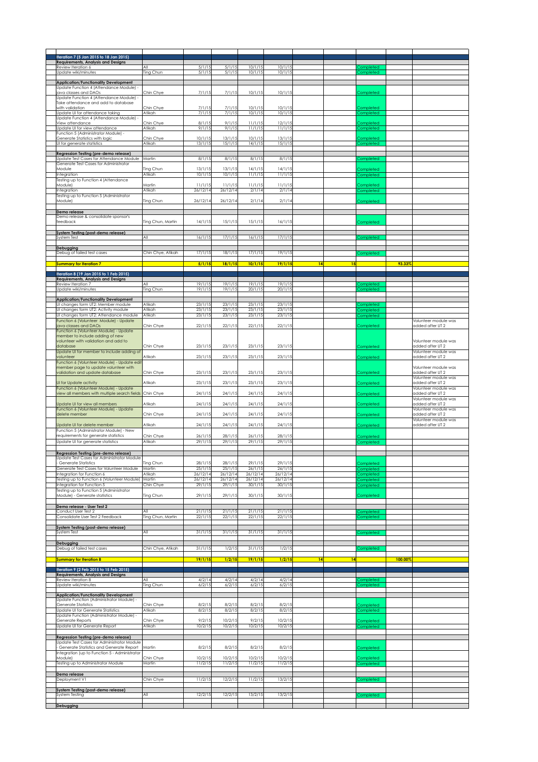| | | | | | | | | | | |
|---|---|---|---|---|---|---|---|---|---|---|
| **Iteration 7 (5 Jan 2015 to 18 Jan 2015)** | | | | | | | | | | |
| **Requirements, Analysis and Designs** | | | | | | | | | | |
| Review Iteration 6 | All | 5/1/15 | 5/1/15 | 10/1/15 | 10/1/15 | | | Completed | | |
| Update wiki/minutes | Ting Chun | 5/1/15 | 5/1/15 | 10/1/15 | 10/1/15 | | | Completed | | |
| | | | | | | | | | | |
| **Application/Functionality Development** | | | | | | | | | | |
| Update Function 4 (Attendance Module) - java classes and DAOs | Chin Chye | 7/1/15 | 7/1/15 | 10/1/15 | 10/1/15 | | | Completed | | |
| Update Function 4 (Attendance Module) - Take attendance and add to database with validation | Chin Chye | 7/1/15 | 7/1/15 | 10/1/15 | 10/1/15 | | | Completed | | |
| Update UI for attendance taking | Atikah | 7/1/15 | 7/1/15 | 10/1/15 | 10/1/15 | | | Completed | | |
| Update Function 4 (Attendance Module) - View attendance | Chin Chye | 8/1/15 | 9/1/15 | 11/1/15 | 12/1/15 | | | Completed | | |
| Update UI for view attendance | Atikah | 9/1/15 | 9/1/15 | 11/1/15 | 11/1/15 | | | Completed | | |
| Function 5 (Administrator Module) - Generate Statistics with logic | Chin Chye | 10/1/15 | 13/1/15 | 10/1/15 | 13/1/15 | | | Completed | | |
| UI for generate statistics | Atikah | 13/1/15 | 15/1/15 | 14/1/15 | 15/1/15 | | | Completed | | |
| | | | | | | | | | | |
| **Regression Testing (pre-demo release)** | | | | | | | | | | |
| Update Test Cases for Attendance Module | Martin | 8/1/15 | 8/1/15 | 8/1/15 | 8/1/15 | | | Completed | | |
| Generate Test Cases for Administrator Module | Ting Chun | 13/1/15 | 13/1/15 | 14/1/15 | 14/1/15 | | | Completed | | |
| Integration | Atikah | 10/1/15 | 10/1/15 | 11/1/15 | 11/1/15 | | | Completed | | |
| Testing up to Function 4 (Attendance Module) | Martin | 11/1/15 | 11/1/15 | 11/1/15 | 11/1/15 | | | Completed | | |
| Integration | Atikah | 26/12/14 | 26/12/14 | 2/1/14 | 2/1/14 | | | Completed | | |
| Testing up to Function 5 (Administrator Module) | Ting Chun | 26/12/14 | 26/12/14 | 2/1/14 | 2/1/14 | | | Completed | | |
| | | | | | | | | | | |
| **Demo release** | | | | | | | | | | |
| Demo release & consolidate sponsor's feedback | Ting Chun, Martin | 14/1/15 | 15/1/15 | 15/1/15 | 16/1/15 | | | Completed | | |
| | | | | | | | | | | |
| **System Testing (post-demo release)** | | | | | | | | | | |
| System Test | All | 16/1/15 | 17/1/15 | 16/1/15 | 17/1/15 | | | Completed | | |
| | | | | | | | | | | |
| **Debugging** | | | | | | | | | | |
| Debug of failed test cases | Chin Chye, Atikah | 17/1/15 | 18/1/15 | 17/1/15 | 19/1/15 | | | Completed | | |
| | | | | | | | | | | |
| **Summary for Iteration 7** | | **5/1/15** | **18/1/15** | **10/1/15** | **19/1/15** | **14** | **15** | | **93.33%** | |
| | | | | | | | | | | |
| **Iteration 8 (19 Jan 2015 to 1 Feb 2015)** | | | | | | | | | | |
| **Requirements, Analysis and Designs** | | | | | | | | | | |
| Review Iteration 7 | All | 19/1/15 | 19/1/15 | 19/1/15 | 19/1/15 | | | Completed | | |
| Update wiki/minutes | Ting Chun | 19/1/15 | 19/1/15 | 20/1/15 | 20/1/15 | | | Completed | | |
| | | | | | | | | | | |
| **Application/Functionality Development** | | | | | | | | | | |
| UI changes form UT2: Member module | Atikah | 23/1/15 | 23/1/15 | 23/1/15 | 23/1/15 | | | Completed | | |
| UI changes form UT2: Activity module | Atikah | 23/1/15 | 23/1/15 | 23/1/15 | 23/1/15 | | | Completed | | |
| UI changes form UT2: Attendance module | Atikah | 23/1/15 | 23/1/15 | 23/1/15 | 23/1/15 | | | Completed | | |
| Function 6 (Volunteer Module) - Update java classes and DAOs | Chin Chye | 22/1/15 | 22/1/15 | 22/1/15 | 22/1/15 | | | Completed | | Volunteer module was added after UT 2 |
| Function 6 (Volunteer Module) - Update member to include adding of new volunteer with validation and add to database | Chin Chye | 23/1/15 | 23/1/15 | 23/1/15 | 23/1/15 | | | Completed | | Volunteer module was added after UT 2 |
| Update UI for member to include adding of volunteer | Atikah | 23/1/15 | 23/1/15 | 23/1/15 | 23/1/15 | | | Completed | | Volunteer module was added after UT 2 |
| Function 6 (Volunteer Module) - Update edit member page to update volunteer with validation and update database | Chin Chye | 23/1/15 | 23/1/15 | 23/1/15 | 23/1/15 | | | Completed | | Volunteer module was added after UT 2 |
| UI for Update activity | Atikah | 23/1/15 | 23/1/15 | 23/1/15 | 23/1/15 | | | Completed | | Volunteer module was added after UT 2 |
| Function 6 (Volunteer Module) - Update view all members with multiple search fields | Chin Chye | 24/1/15 | 24/1/15 | 24/1/15 | 24/1/15 | | | Completed | | Volunteer module was added after UT 2 |
| Update UI for view all members | Atikah | 24/1/15 | 24/1/15 | 24/1/15 | 24/1/15 | | | Completed | | Volunteer module was added after UT 2 |
| Function 6 (Volunteer Module) - Update delete member | Chin Chye | 24/1/15 | 24/1/15 | 24/1/15 | 24/1/15 | | | Completed | | Volunteer module was added after UT 2 |
| Update UI for delete member | Atikah | 24/1/15 | 24/1/15 | 24/1/15 | 24/1/15 | | | Completed | | Volunteer module was added after UT 2 |
| Function 5 (Administrator Module) - New requirements for generate statistics | Chin Chye | 26/1/15 | 28/1/15 | 26/1/15 | 28/1/15 | | | Completed | | |
| Update UI for generate statistics | Atikah | 29/1/15 | 29/1/15 | 29/1/15 | 29/1/15 | | | Completed | | |
| | | | | | | | | | | |
| **Regression Testing (pre-demo release)** | | | | | | | | | | |
| Update Test Cases for Administrator Module - Generate Statistics | Ting Chun | 28/1/15 | 28/1/15 | 29/1/15 | 29/1/15 | | | Completed | | |
| Generate Test Cases for Volunteer Module | Martin | 25/1/15 | 25/1/15 | 26/1/15 | 26/1/15 | | | Completed | | |
| Integration for Function 6 | Atikah | 26/12/14 | 26/12/14 | 26/12/14 | 26/12/14 | | | Completed | | |
| Testing up to Function 6 (Volunteer Module) | Martin | 26/12/14 | 26/12/14 | 26/12/14 | 26/12/14 | | | Completed | | |
| Integration for Function 5 | Chin Chye | 29/1/15 | 29/1/15 | 30/1/15 | 30/1/15 | | | Completed | | |
| Testing up to Function 5 (Administrator Module) - Generate statistics | Ting Chun | 29/1/15 | 29/1/15 | 30/1/15 | 30/1/15 | | | Completed | | |
| | | | | | | | | | | |
| **Demo release - User Test 2** | | | | | | | | | | |
| Conduct User Test 2 | All | 21/1/15 | 21/1/15 | 21/1/15 | 21/1/15 | | | Completed | | |
| Consolidate User Test 2 Feedback | Ting Chun, Martin | 22/1/15 | 22/1/15 | 22/1/15 | 22/1/15 | | | Completed | | |
| | | | | | | | | | | |
| **System Testing (post-demo release)** | | | | | | | | | | |
| System Test | All | 31/1/15 | 31/1/15 | 31/1/15 | 31/1/15 | | | Completed | | |
| | | | | | | | | | | |
| **Debugging** | | | | | | | | | | |
| Debug of failed test cases | Chin Chye, Atikah | 31/1/15 | 1/2/15 | 31/1/15 | 1/2/15 | | | Completed | | |
| | | | | | | | | | | |
| **Summary for Iteration 8** | | **19/1/15** | **1/2/15** | **19/1/15** | **1/2/15** | **14** | **14** | | **100.00%** | |
| | | | | | | | | | | |
| **Iteration 9 (2 Feb 2015 to 15 Feb 2015)** | | | | | | | | | | |
| **Requirements, Analysis and Designs** | | | | | | | | | | |
| Review Iteration 8 | All | 4/2/14 | 4/2/14 | 4/2/14 | 4/2/14 | | | Completed | | |
| Update wiki/minutes | Ting Chun | 6/2/15 | 6/2/15 | 6/2/15 | 6/2/15 | | | Completed | | |
| | | | | | | | | | | |
| **Application/Functionality Development** | | | | | | | | | | |
| Update Function (Administrator Module) - Generate Statistics | Chin Chye | 8/2/15 | 8/2/15 | 8/2/15 | 8/2/15 | | | Completed | | |
| Update UI for Generate Statistics | Atikah | 8/2/15 | 8/2/15 | 8/2/15 | 8/2/15 | | | Completed | | |
| Update Function (Administrator Module) - Generate Reports | Chin Chye | 9/2/15 | 10/2/15 | 9/2/15 | 10/2/15 | | | Completed | | |
| Update UI for Generate Report | Atikah | 10/2/15 | 10/2/15 | 10/2/15 | 10/2/15 | | | Completed | | |
| | | | | | | | | | | |
| **Regression Testing (pre-demo release)** | | | | | | | | | | |
| Update Test Cases for Administrator Module - Generate Statistics and Generate Report | Martin | 8/2/15 | 8/2/15 | 8/2/15 | 8/2/15 | | | Completed | | |
| Integration (up to Function 5 - Administrator Module) | Chin Chye | 10/2/15 | 10/2/15 | 10/2/15 | 10/2/15 | | | Completed | | |
| Testing up to Administrator Module | Martin | 11/2/15 | 11/2/15 | 11/2/15 | 11/2/15 | | | Completed | | |
| | | | | | | | | | | |
| **Demo release** | | | | | | | | | | |
| Deployment V1 | Chin Chye | 11/2/15 | 12/2/15 | 11/2/15 | 13/2/15 | | | Completed | | |
| | | | | | | | | | | |
| **System Testing (post-demo release)** | | | | | | | | | | |
| System Testing | All | 12/2/15 | 12/2/15 | 13/2/15 | 13/2/15 | | | Completed | | |
| | | | | | | | | | | |
| **Debugging** | | | | | | | | | | |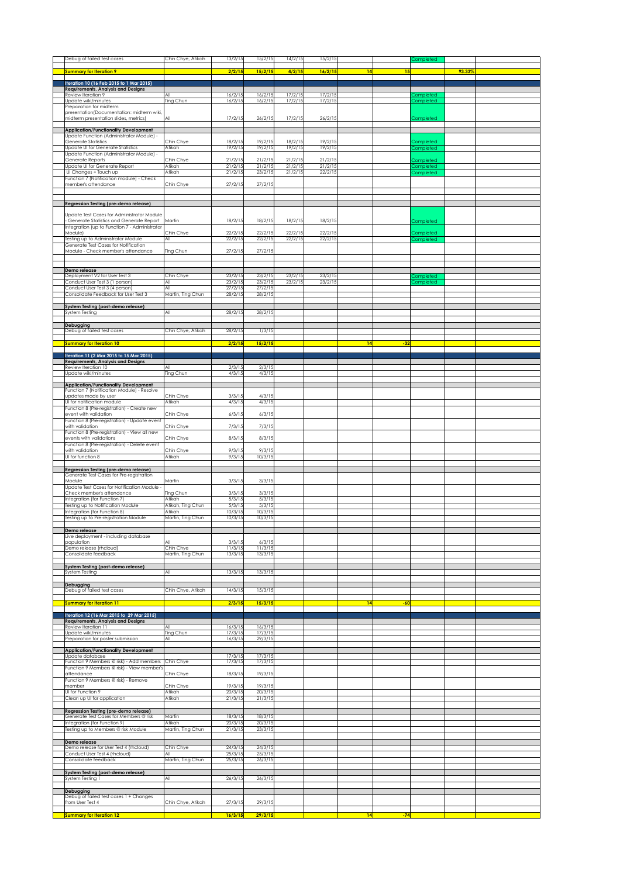| | | | | | | | | | | |
|---|---|---|---|---|---|---|---|---|---|---|
| Debug of failed test cases | Chin Chye, Atikah | 13/2/15 | 15/2/15 | 14/2/15 | 15/2/15 | | | Completed | | |
| | | | | | | | | | | |
| **Summary for Iteration 9** | | **2/2/15** | **15/2/15** | **4/2/15** | **16/2/15** | **14** | **15** | | **93.33%** | |
| | | | | | | | | | | |
| **Iteration 10 (16 Feb 2015 to 1 Mar 2015)** | | | | | | | | | | |
| **Requirements, Analysis and Designs** | | | | | | | | | | |
| Review Iteration 9 | All | 16/2/15 | 16/2/15 | 17/2/15 | 17/2/15 | | | Completed | | |
| Update wiki/minutes | Ting Chun | 16/2/15 | 16/2/15 | 17/2/15 | 17/2/15 | | | Completed | | |
| Preparation for midterm presentation(Documentation: midterm wiki, midterm presentation slides, metrics) | All | 17/2/15 | 26/2/15 | 17/2/15 | 26/2/15 | | | Completed | | |
| | | | | | | | | | | |
| **Application/Functionality Development** | | | | | | | | | | |
| Update Function (Administrator Module) - Generate Statistics | Chin Chye | 18/2/15 | 19/2/15 | 18/2/15 | 19/2/15 | | | Completed | | |
| Update UI for Generate Statistics | Atikah | 19/2/15 | 19/2/15 | 19/2/15 | 19/2/15 | | | Completed | | |
| Update Function (Administrator Module) - Generate Reports | Chin Chye | 21/2/15 | 21/2/15 | 21/2/15 | 21/2/15 | | | Completed | | |
| Update UI for Generate Report | Atikah | 21/2/15 | 21/2/15 | 21/2/15 | 21/2/15 | | | Completed | | |
| UI Changes + Touch up | Atikah | 21/2/15 | 23/2/15 | 21/2/15 | 22/2/15 | | | Completed | | |
| Function 7 (Notification module) - Check member's attendance | Chin Chye | 27/2/15 | 27/2/15 | | | | | | | |
| | | | | | | | | | | |
| **Regression Testing (pre-demo release)** | | | | | | | | | | |
| Update Test Cases for Administrator Module - Generate Statistics and Generate Report | Martin | 18/2/15 | 18/2/15 | 18/2/15 | 18/2/15 | | | Completed | | |
| Integration (up to Function 7 - Administrator Module) | Chin Chye | 22/2/15 | 22/2/15 | 22/2/15 | 22/2/15 | | | Completed | | |
| Testing up to Administrator Module | All | 22/2/15 | 22/2/15 | 22/2/15 | 22/2/15 | | | Completed | | |
| Generate Test Cases for Notification Module - Check member's attendance | Ting Chun | 27/2/15 | 27/2/15 | | | | | | | |
| | | | | | | | | | | |
| **Demo release** | | | | | | | | | | |
| Deployment V2 for User Test 3 | Chin Chye | 23/2/15 | 23/2/15 | 23/2/15 | 23/2/15 | | | Completed | | |
| Conduct User Test 3 (1 person) | All | 23/2/15 | 23/2/15 | 23/2/15 | 23/2/15 | | | Completed | | |
| Conduct User Test 3 (4 person) | All | 27/2/15 | 27/2/15 | | | | | | | |
| Consolidate Feedback for User Test 3 | Martin, Ting Chun | 28/2/15 | 28/2/15 | | | | | | | |
| | | | | | | | | | | |
| **System Testing (post-demo release)** | | | | | | | | | | |
| System Testing | All | 28/2/15 | 28/2/15 | | | | | | | |
| | | | | | | | | | | |
| **Debugging** | | | | | | | | | | |
| Debug of failed test cases | Chin Chye, Atikah | 28/2/15 | 1/3/15 | | | | | | | |
| | | | | | | | | | | |
| **Summary for Iteration 10** | | **2/2/15** | **15/2/15** | | | **14** | **-32** | | | |
| | | | | | | | | | | |
| **Iteration 11 (2 Mar 2015 to 15 Mar 2015)** | | | | | | | | | | |
| **Requirements, Analysis and Designs** | | | | | | | | | | |
| Review Iteration 10 | All | 2/3/15 | 2/3/15 | | | | | | | |
| Update wiki/minutes | Ting Chun | 4/3/15 | 4/3/15 | | | | | | | |
| | | | | | | | | | | |
| **Application/Functionality Development** | | | | | | | | | | |
| Function 7 (Notification Module) - Resolve updates made by user | Chin Chye | 3/3/15 | 4/3/15 | | | | | | | |
| UI for notification module | Atikah | 4/3/15 | 4/3/15 | | | | | | | |
| Function 8 (Pre-registration) - Create new event with validation | Chin Chye | 6/3/15 | 6/3/15 | | | | | | | |
| Function 8 (Pre-registration) - Update event with validation | Chin Chye | 7/3/15 | 7/3/15 | | | | | | | |
| Function 8 (Pre-registration) - View all new events with validations | Chin Chye | 8/3/15 | 8/3/15 | | | | | | | |
| Function 8 (Pre-registration) - Delete event with validation | Chin Chye | 9/3/15 | 9/3/15 | | | | | | | |
| UI for function 8 | Atikah | 9/3/15 | 10/3/15 | | | | | | | |
| | | | | | | | | | | |
| **Regression Testing (pre-demo release)** | | | | | | | | | | |
| Generate Test Cases for Pre-registration Module | Martin | 3/3/15 | 3/3/15 | | | | | | | |
| Update Test Cases for Notification Module - Check member's attendance | Ting Chun | 3/3/15 | 3/3/15 | | | | | | | |
| Integration (for Function 7) | Atikah | 5/3/15 | 5/3/15 | | | | | | | |
| Testing up to Notification Module | Atikah, Ting Chun | 5/3/15 | 5/3/15 | | | | | | | |
| Integration (for Function 8) | Atikah | 10/3/15 | 10/3/15 | | | | | | | |
| Testing up to Pre-registration Module | Martin, Ting Chun | 10/3/15 | 10/3/15 | | | | | | | |
| | | | | | | | | | | |
| **Demo release** | | | | | | | | | | |
| Live deployment - including database population | All | 3/3/15 | 6/3/15 | | | | | | | |
| Demo release (rhcloud) | Chin Chye | 11/3/15 | 11/3/15 | | | | | | | |
| Consolidate feedback | Martin, Ting Chun | 13/3/15 | 13/3/15 | | | | | | | |
| | | | | | | | | | | |
| **System Testing (post-demo release)** | | | | | | | | | | |
| System Testing | All | 13/3/15 | 13/3/15 | | | | | | | |
| | | | | | | | | | | |
| **Debugging** | | | | | | | | | | |
| Debug of failed test cases | Chin Chye, Atikah | 14/3/15 | 15/3/15 | | | | | | | |
| | | | | | | | | | | |
| **Summary for Iteration 11** | | **2/3/15** | **15/3/15** | | | **14** | **-60** | | | |
| | | | | | | | | | | |
| **Iteration 12 (16 Mar 2015 to 29 Mar 2015)** | | | | | | | | | | |
| **Requirements, Analysis and Designs** | | | | | | | | | | |
| Review Iteration 11 | All | 16/3/15 | 16/3/15 | | | | | | | |
| Update wiki/minutes | Ting Chun | 17/3/15 | 17/3/15 | | | | | | | |
| Preparation for poster submission | All | 16/3/15 | 29/3/15 | | | | | | | |
| | | | | | | | | | | |
| **Application/Functionality Development** | | | | | | | | | | |
| Update database | | 17/3/15 | 17/3/15 | | | | | | | |
| Function 9 Members @ risk) - Add members | Chin Chye | 17/3/15 | 17/3/15 | | | | | | | |
| Function 9 Members @ risk) - View member's attendance | Chin Chye | 18/3/15 | 19/3/15 | | | | | | | |
| Function 9 Members @ risk) - Remove member | Chin Chye | 19/3/15 | 19/3/15 | | | | | | | |
| UI for Function 9 | Atikah | 20/3/15 | 20/3/15 | | | | | | | |
| Clean up UI for application | Atikah | 21/3/15 | 21/3/15 | | | | | | | |
| | | | | | | | | | | |
| **Regression Testing (pre-demo release)** | | | | | | | | | | |
| Generate Test Cases for Members @ risk | Martin | 18/3/15 | 18/3/15 | | | | | | | |
| Integration (for Function 9) | Atikah | 20/3/15 | 20/3/15 | | | | | | | |
| Testing up to Members @ risk Module | Martin, Ting Chun | 21/3/15 | 23/3/15 | | | | | | | |
| | | | | | | | | | | |
| **Demo release** | | | | | | | | | | |
| Demo release for User Test 4 (rhcloud) | Chin Chye | 24/3/15 | 24/3/15 | | | | | | | |
| Conduct User Test 4 (rhcloud) | All | 25/3/15 | 25/3/15 | | | | | | | |
| Consolidate feedback | Martin, Ting Chun | 25/3/15 | 26/3/15 | | | | | | | |
| | | | | | | | | | | |
| **System Testing (post-demo release)** | | | | | | | | | | |
| System Testing I | All | 26/3/15 | 26/3/15 | | | | | | | |
| | | | | | | | | | | |
| **Debugging** | | | | | | | | | | |
| Debug of failed test cases 1 + Changes from User Test 4 | Chin Chye, Atikah | 27/3/15 | 29/3/15 | | | | | | | |
| | | | | | | | | | | |
| **Summary for Iteration 12** | | **16/3/15** | **29/3/15** | | | **14** | **-74** | | | |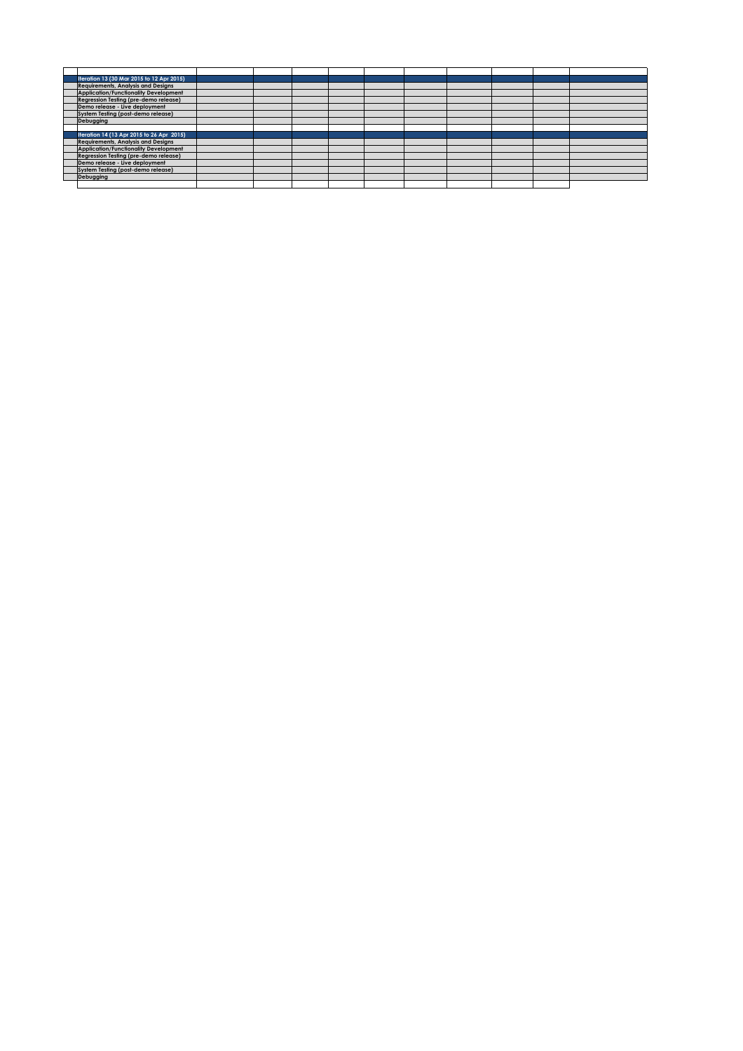| | | | | | | | | | | |
|---|---|---|---|---|---|---|---|---|---|---|
| **Iteration 13 (30 Mar 2015 to 12 Apr 2015)** | | | | | | | | | | |
| **Requirements, Analysis and Designs** | | | | | | | | | | |
| **Application/Functionality Development** | | | | | | | | | | |
| **Regression Testing (pre-demo release)** | | | | | | | | | | |
| **Demo release - Live deployment** | | | | | | | | | | |
| **System Testing (post-demo release)** | | | | | | | | | | |
| **Debugging** | | | | | | | | | | |
| | | | | | | | | | | |
| **Iteration 14 (13 Apr 2015 to 26 Apr 2015)** | | | | | | | | | | |
| **Requirements, Analysis and Designs** | | | | | | | | | | |
| **Application/Functionality Development** | | | | | | | | | | |
| **Regression Testing (pre-demo release)** | | | | | | | | | | |
| **Demo release - Live deployment** | | | | | | | | | | |
| **System Testing (post-demo release)** | | | | | | | | | | |
| **Debugging** | | | | | | | | | | |